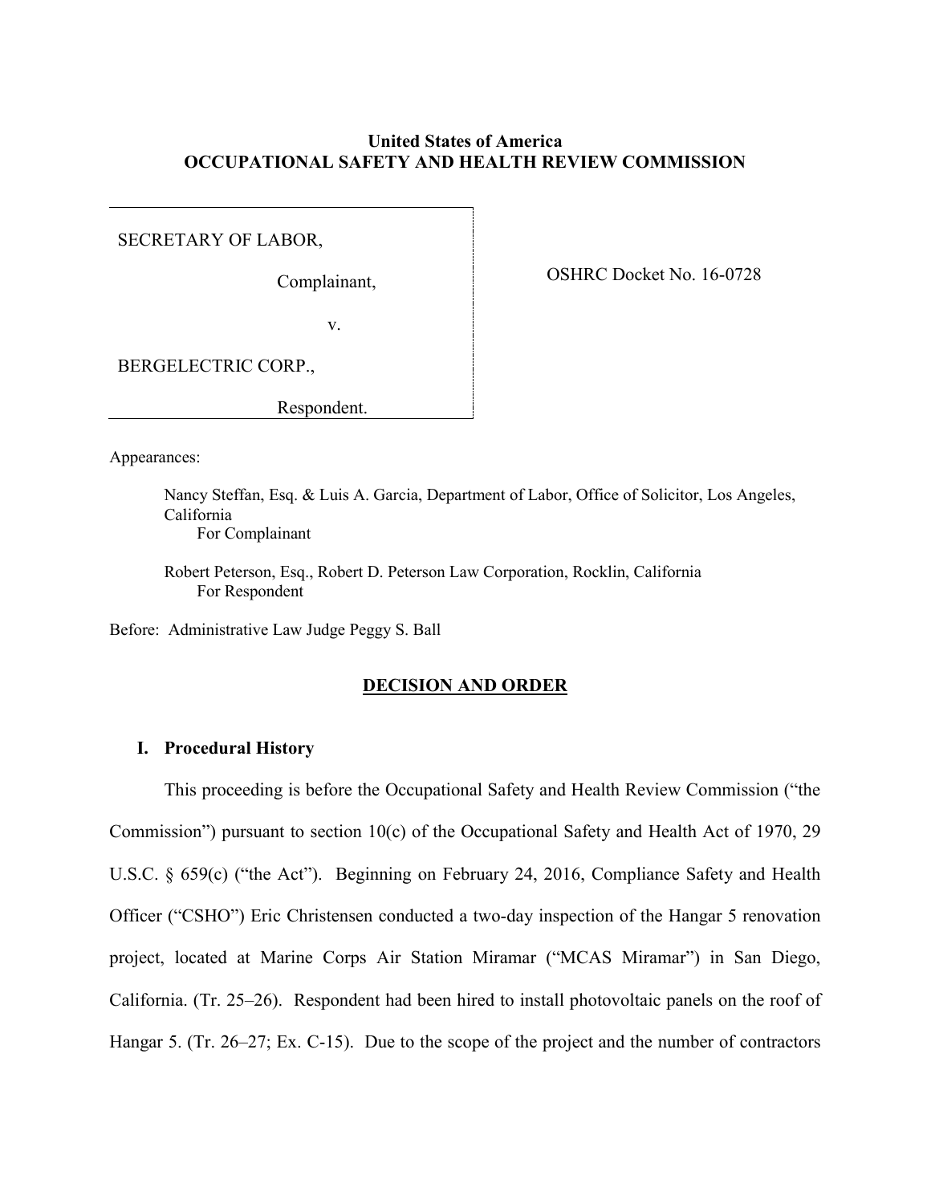**United States of America**
**OCCUPATIONAL SAFETY AND HEALTH REVIEW COMMISSION**

SECRETARY OF LABOR,

Complainant,

v.

BERGELECTRIC CORP.,

Respondent.

OSHRC Docket No. 16-0728

Appearances:

Nancy Steffan, Esq. & Luis A. Garcia, Department of Labor, Office of Solicitor, Los Angeles, California
For Complainant

Robert Peterson, Esq., Robert D. Peterson Law Corporation, Rocklin, California
For Respondent

Before: Administrative Law Judge Peggy S. Ball

## DECISION AND ORDER

### I. Procedural History

This proceeding is before the Occupational Safety and Health Review Commission ("the Commission") pursuant to section 10(c) of the Occupational Safety and Health Act of 1970, 29 U.S.C. § 659(c) ("the Act"). Beginning on February 24, 2016, Compliance Safety and Health Officer ("CSHO") Eric Christensen conducted a two-day inspection of the Hangar 5 renovation project, located at Marine Corps Air Station Miramar ("MCAS Miramar") in San Diego, California. (Tr. 25–26). Respondent had been hired to install photovoltaic panels on the roof of Hangar 5. (Tr. 26–27; Ex. C-15). Due to the scope of the project and the number of contractors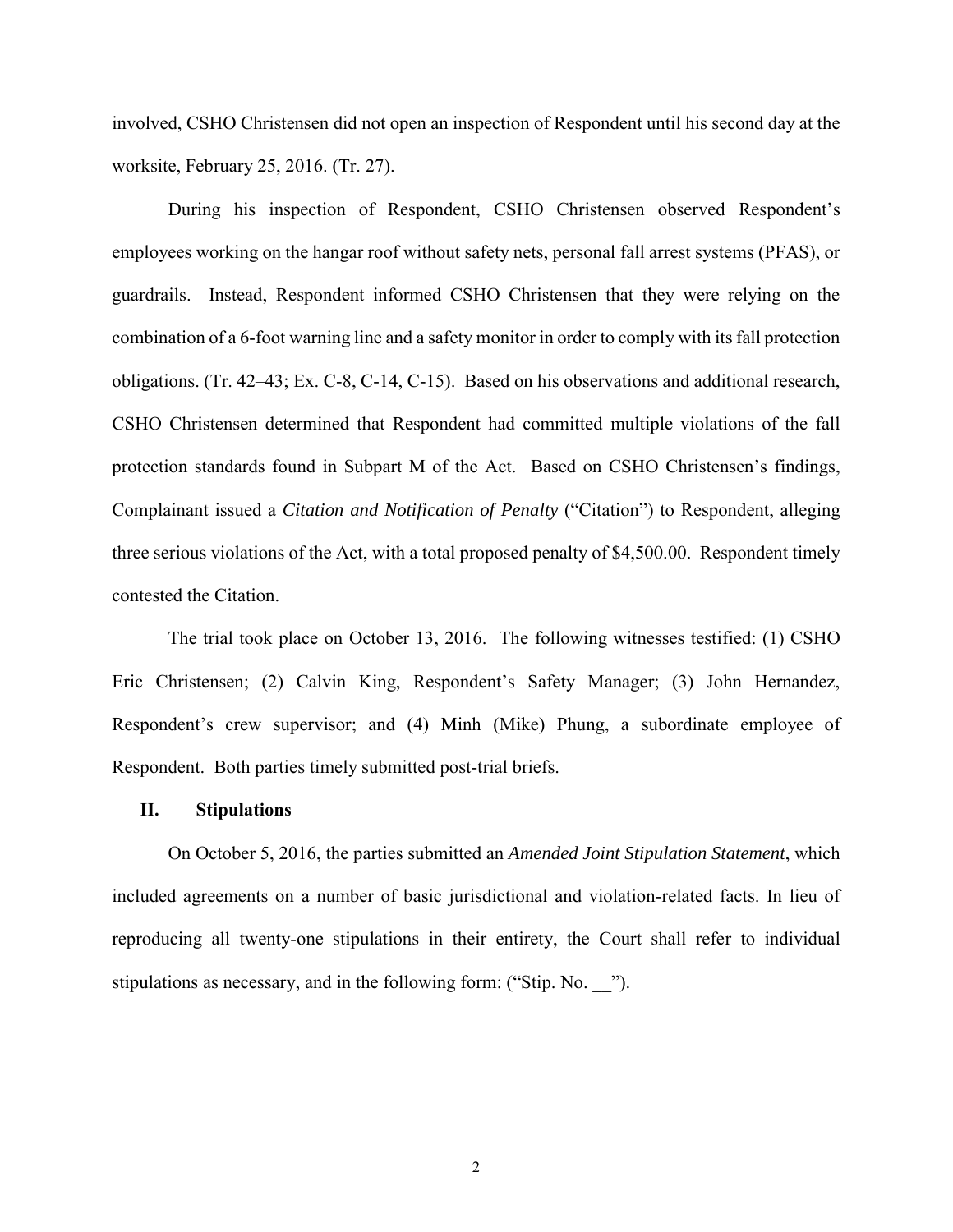involved, CSHO Christensen did not open an inspection of Respondent until his second day at the worksite, February 25, 2016. (Tr. 27).

During his inspection of Respondent, CSHO Christensen observed Respondent's employees working on the hangar roof without safety nets, personal fall arrest systems (PFAS), or guardrails. Instead, Respondent informed CSHO Christensen that they were relying on the combination of a 6-foot warning line and a safety monitor in order to comply with its fall protection obligations. (Tr. 42–43; Ex. C-8, C-14, C-15). Based on his observations and additional research, CSHO Christensen determined that Respondent had committed multiple violations of the fall protection standards found in Subpart M of the Act. Based on CSHO Christensen's findings, Complainant issued a *Citation and Notification of Penalty* ("Citation") to Respondent, alleging three serious violations of the Act, with a total proposed penalty of $4,500.00. Respondent timely contested the Citation.

The trial took place on October 13, 2016. The following witnesses testified: (1) CSHO Eric Christensen; (2) Calvin King, Respondent's Safety Manager; (3) John Hernandez, Respondent's crew supervisor; and (4) Minh (Mike) Phung, a subordinate employee of Respondent. Both parties timely submitted post-trial briefs.

## II. Stipulations

On October 5, 2016, the parties submitted an *Amended Joint Stipulation Statement*, which included agreements on a number of basic jurisdictional and violation-related facts. In lieu of reproducing all twenty-one stipulations in their entirety, the Court shall refer to individual stipulations as necessary, and in the following form: ("Stip. No. __").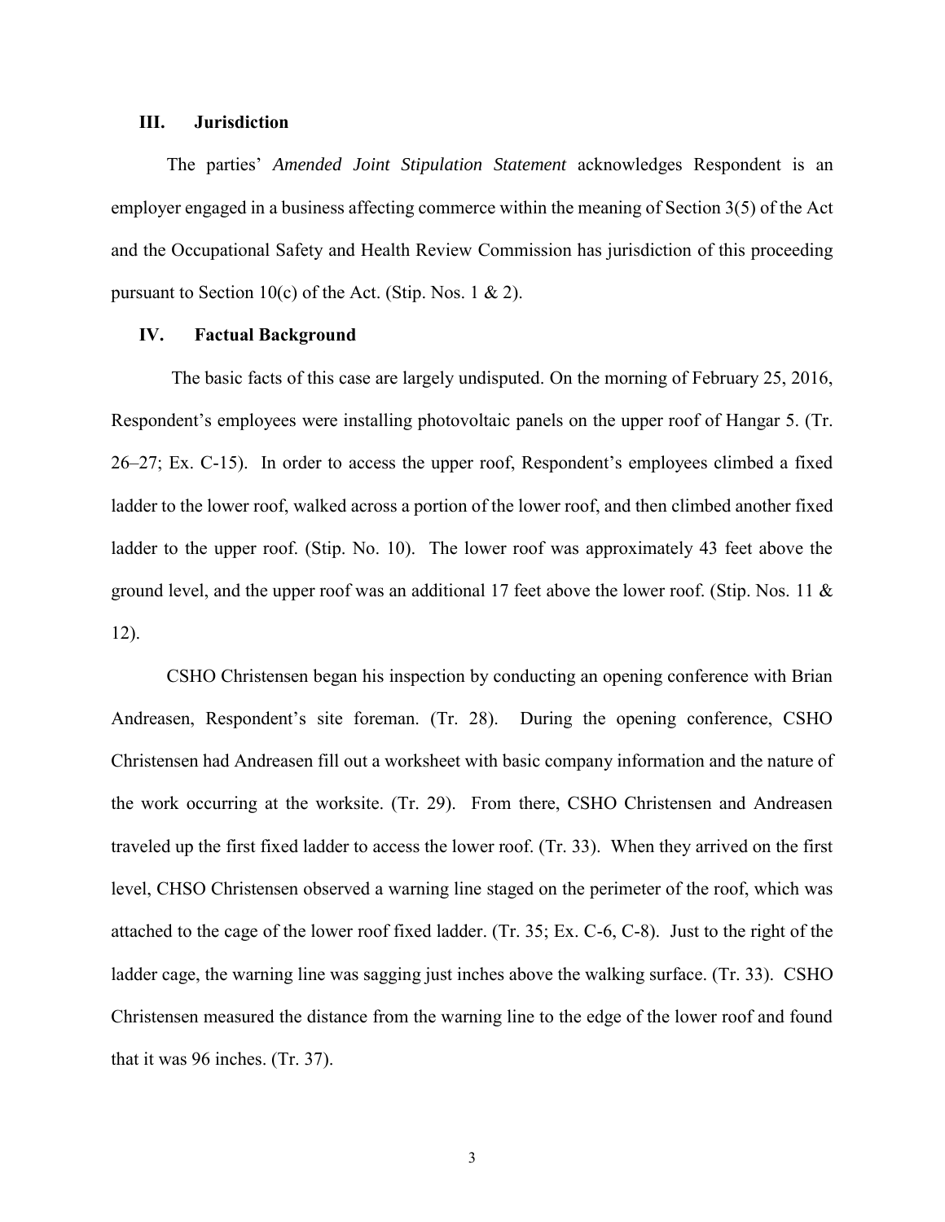## III. Jurisdiction

The parties' *Amended Joint Stipulation Statement* acknowledges Respondent is an employer engaged in a business affecting commerce within the meaning of Section 3(5) of the Act and the Occupational Safety and Health Review Commission has jurisdiction of this proceeding pursuant to Section 10(c) of the Act. (Stip. Nos. 1 & 2).

## IV. Factual Background

The basic facts of this case are largely undisputed. On the morning of February 25, 2016, Respondent's employees were installing photovoltaic panels on the upper roof of Hangar 5. (Tr. 26–27; Ex. C-15). In order to access the upper roof, Respondent's employees climbed a fixed ladder to the lower roof, walked across a portion of the lower roof, and then climbed another fixed ladder to the upper roof. (Stip. No. 10). The lower roof was approximately 43 feet above the ground level, and the upper roof was an additional 17 feet above the lower roof. (Stip. Nos. 11 & 12).

CSHO Christensen began his inspection by conducting an opening conference with Brian Andreasen, Respondent's site foreman. (Tr. 28). During the opening conference, CSHO Christensen had Andreasen fill out a worksheet with basic company information and the nature of the work occurring at the worksite. (Tr. 29). From there, CSHO Christensen and Andreasen traveled up the first fixed ladder to access the lower roof. (Tr. 33). When they arrived on the first level, CHSO Christensen observed a warning line staged on the perimeter of the roof, which was attached to the cage of the lower roof fixed ladder. (Tr. 35; Ex. C-6, C-8). Just to the right of the ladder cage, the warning line was sagging just inches above the walking surface. (Tr. 33). CSHO Christensen measured the distance from the warning line to the edge of the lower roof and found that it was 96 inches. (Tr. 37).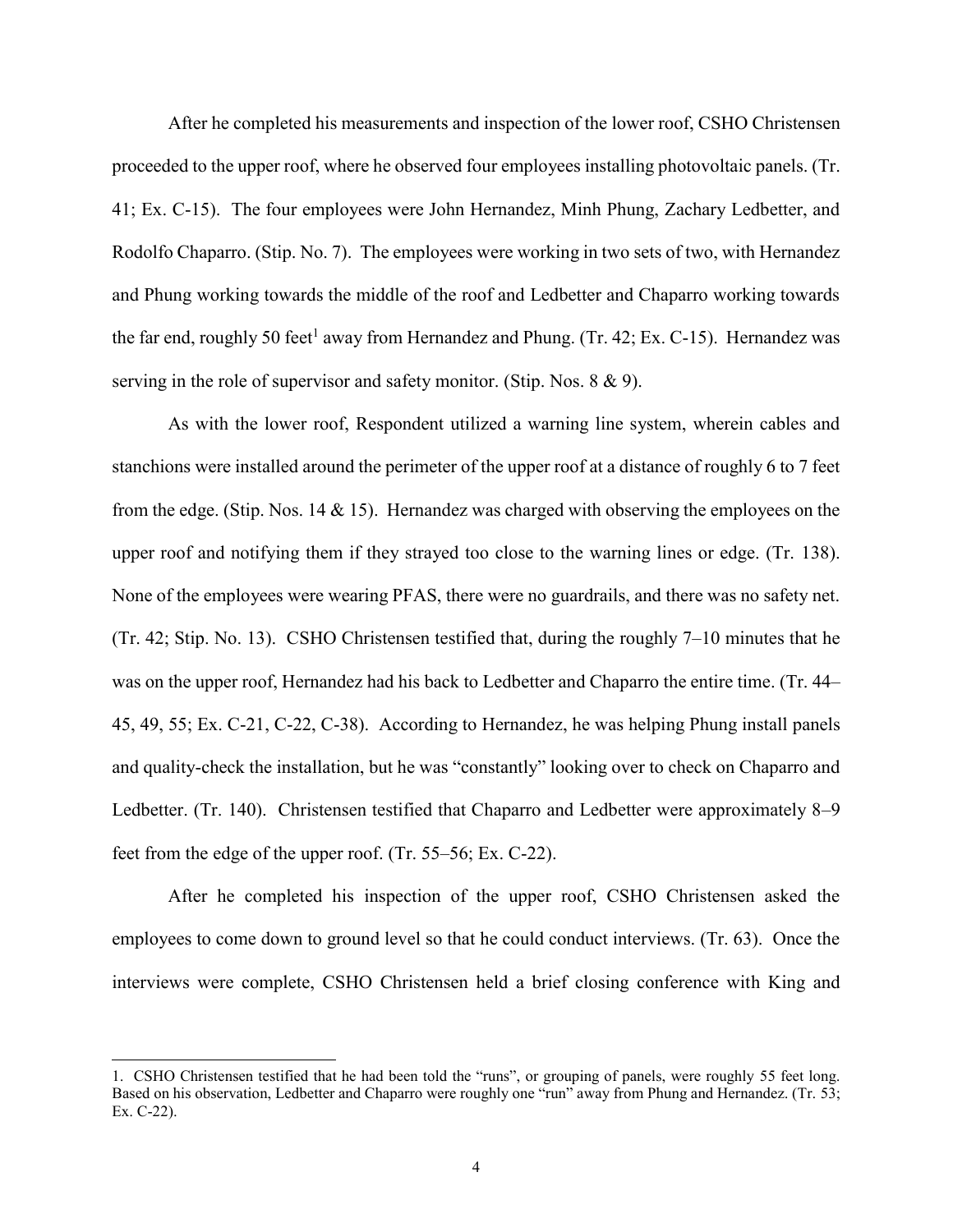After he completed his measurements and inspection of the lower roof, CSHO Christensen proceeded to the upper roof, where he observed four employees installing photovoltaic panels. (Tr. 41; Ex. C-15). The four employees were John Hernandez, Minh Phung, Zachary Ledbetter, and Rodolfo Chaparro. (Stip. No. 7). The employees were working in two sets of two, with Hernandez and Phung working towards the middle of the roof and Ledbetter and Chaparro working towards the far end, roughly 50 feet[1] away from Hernandez and Phung. (Tr. 42; Ex. C-15). Hernandez was serving in the role of supervisor and safety monitor. (Stip. Nos. 8 & 9).

As with the lower roof, Respondent utilized a warning line system, wherein cables and stanchions were installed around the perimeter of the upper roof at a distance of roughly 6 to 7 feet from the edge. (Stip. Nos. 14 & 15). Hernandez was charged with observing the employees on the upper roof and notifying them if they strayed too close to the warning lines or edge. (Tr. 138). None of the employees were wearing PFAS, there were no guardrails, and there was no safety net. (Tr. 42; Stip. No. 13). CSHO Christensen testified that, during the roughly 7–10 minutes that he was on the upper roof, Hernandez had his back to Ledbetter and Chaparro the entire time. (Tr. 44–45, 49, 55; Ex. C-21, C-22, C-38). According to Hernandez, he was helping Phung install panels and quality-check the installation, but he was "constantly" looking over to check on Chaparro and Ledbetter. (Tr. 140). Christensen testified that Chaparro and Ledbetter were approximately 8–9 feet from the edge of the upper roof. (Tr. 55–56; Ex. C-22).

After he completed his inspection of the upper roof, CSHO Christensen asked the employees to come down to ground level so that he could conduct interviews. (Tr. 63). Once the interviews were complete, CSHO Christensen held a brief closing conference with King and

---

1. CSHO Christensen testified that he had been told the "runs", or grouping of panels, were roughly 55 feet long. Based on his observation, Ledbetter and Chaparro were roughly one "run" away from Phung and Hernandez. (Tr. 53; Ex. C-22).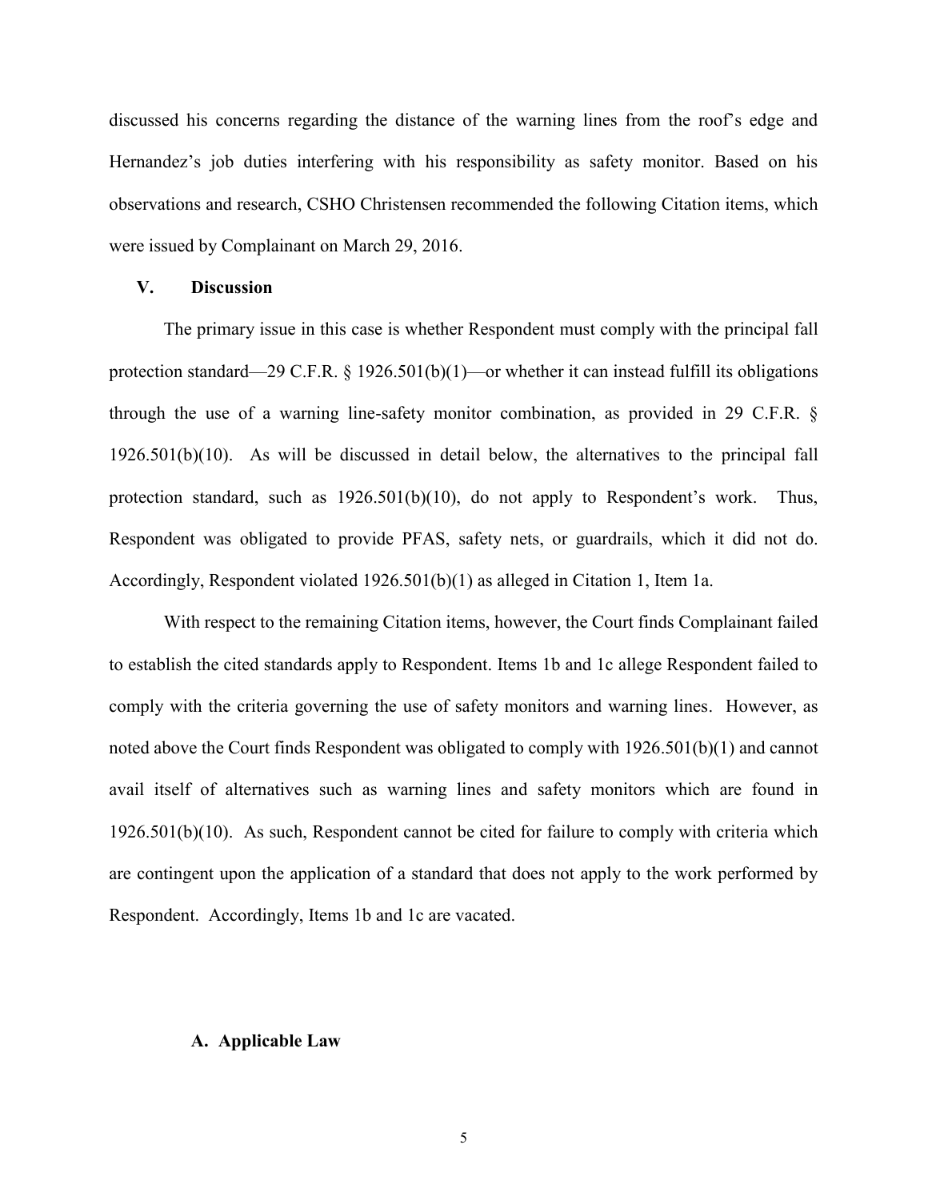discussed his concerns regarding the distance of the warning lines from the roof's edge and Hernandez's job duties interfering with his responsibility as safety monitor. Based on his observations and research, CSHO Christensen recommended the following Citation items, which were issued by Complainant on March 29, 2016.

## V. Discussion

The primary issue in this case is whether Respondent must comply with the principal fall protection standard—29 C.F.R. § 1926.501(b)(1)—or whether it can instead fulfill its obligations through the use of a warning line-safety monitor combination, as provided in 29 C.F.R. § 1926.501(b)(10). As will be discussed in detail below, the alternatives to the principal fall protection standard, such as 1926.501(b)(10), do not apply to Respondent's work. Thus, Respondent was obligated to provide PFAS, safety nets, or guardrails, which it did not do. Accordingly, Respondent violated 1926.501(b)(1) as alleged in Citation 1, Item 1a.

With respect to the remaining Citation items, however, the Court finds Complainant failed to establish the cited standards apply to Respondent. Items 1b and 1c allege Respondent failed to comply with the criteria governing the use of safety monitors and warning lines. However, as noted above the Court finds Respondent was obligated to comply with 1926.501(b)(1) and cannot avail itself of alternatives such as warning lines and safety monitors which are found in 1926.501(b)(10). As such, Respondent cannot be cited for failure to comply with criteria which are contingent upon the application of a standard that does not apply to the work performed by Respondent. Accordingly, Items 1b and 1c are vacated.

### A. Applicable Law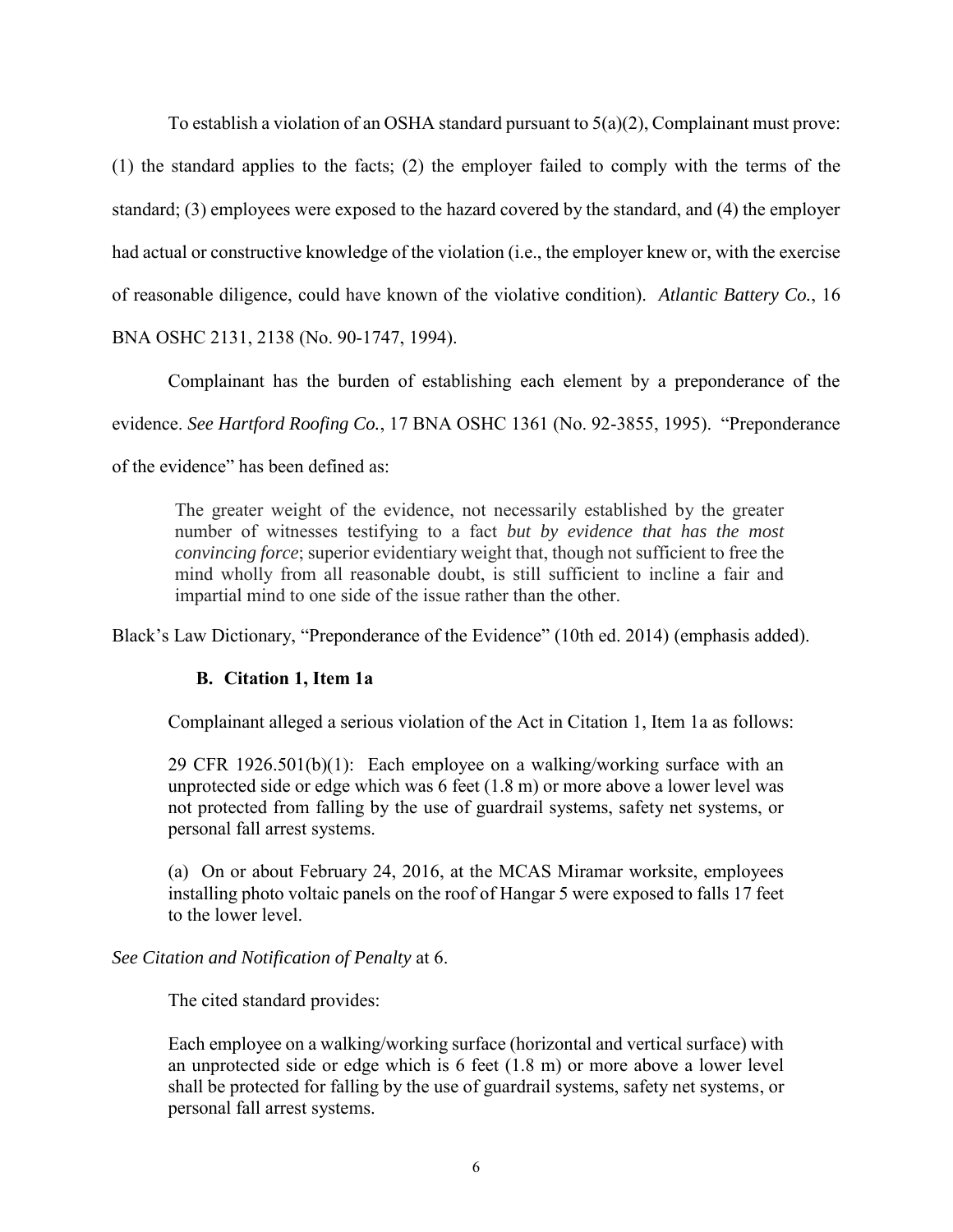To establish a violation of an OSHA standard pursuant to 5(a)(2), Complainant must prove: (1) the standard applies to the facts; (2) the employer failed to comply with the terms of the standard; (3) employees were exposed to the hazard covered by the standard, and (4) the employer had actual or constructive knowledge of the violation (i.e., the employer knew or, with the exercise of reasonable diligence, could have known of the violative condition). *Atlantic Battery Co.*, 16 BNA OSHC 2131, 2138 (No. 90-1747, 1994).

Complainant has the burden of establishing each element by a preponderance of the evidence. *See Hartford Roofing Co.*, 17 BNA OSHC 1361 (No. 92-3855, 1995). "Preponderance of the evidence" has been defined as:

> The greater weight of the evidence, not necessarily established by the greater number of witnesses testifying to a fact *but by evidence that has the most convincing force*; superior evidentiary weight that, though not sufficient to free the mind wholly from all reasonable doubt, is still sufficient to incline a fair and impartial mind to one side of the issue rather than the other.

Black's Law Dictionary, "Preponderance of the Evidence" (10th ed. 2014) (emphasis added).

### B. Citation 1, Item 1a

Complainant alleged a serious violation of the Act in Citation 1, Item 1a as follows:

> 29 CFR 1926.501(b)(1): Each employee on a walking/working surface with an unprotected side or edge which was 6 feet (1.8 m) or more above a lower level was not protected from falling by the use of guardrail systems, safety net systems, or personal fall arrest systems.
>
> (a) On or about February 24, 2016, at the MCAS Miramar worksite, employees installing photo voltaic panels on the roof of Hangar 5 were exposed to falls 17 feet to the lower level.

*See Citation and Notification of Penalty* at 6.

The cited standard provides:

> Each employee on a walking/working surface (horizontal and vertical surface) with an unprotected side or edge which is 6 feet (1.8 m) or more above a lower level shall be protected for falling by the use of guardrail systems, safety net systems, or personal fall arrest systems.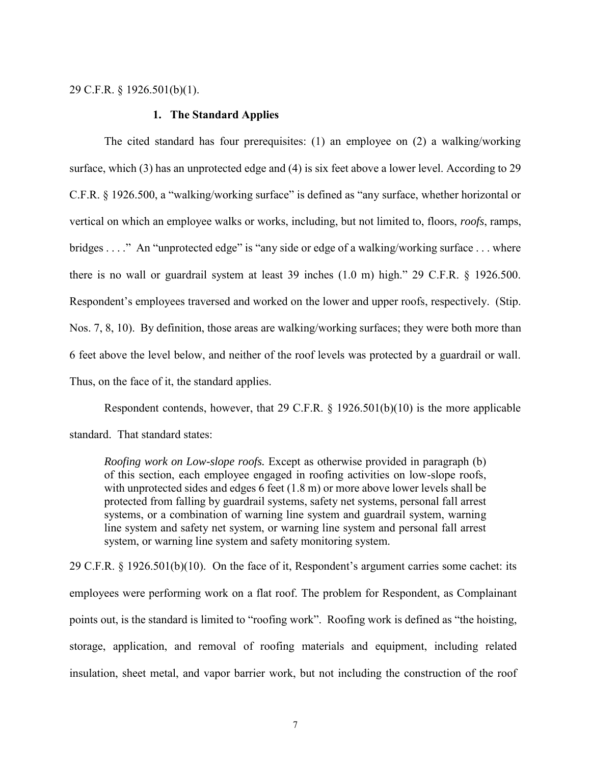29 C.F.R. § 1926.501(b)(1).

### 1. The Standard Applies

The cited standard has four prerequisites: (1) an employee on (2) a walking/working surface, which (3) has an unprotected edge and (4) is six feet above a lower level. According to 29 C.F.R. § 1926.500, a "walking/working surface" is defined as "any surface, whether horizontal or vertical on which an employee walks or works, including, but not limited to, floors, *roofs*, ramps, bridges . . . ." An "unprotected edge" is "any side or edge of a walking/working surface . . . where there is no wall or guardrail system at least 39 inches (1.0 m) high." 29 C.F.R. § 1926.500. Respondent's employees traversed and worked on the lower and upper roofs, respectively. (Stip. Nos. 7, 8, 10). By definition, those areas are walking/working surfaces; they were both more than 6 feet above the level below, and neither of the roof levels was protected by a guardrail or wall. Thus, on the face of it, the standard applies.

Respondent contends, however, that 29 C.F.R. § 1926.501(b)(10) is the more applicable standard. That standard states:

> *Roofing work on Low-slope roofs.* Except as otherwise provided in paragraph (b) of this section, each employee engaged in roofing activities on low-slope roofs, with unprotected sides and edges 6 feet (1.8 m) or more above lower levels shall be protected from falling by guardrail systems, safety net systems, personal fall arrest systems, or a combination of warning line system and guardrail system, warning line system and safety net system, or warning line system and personal fall arrest system, or warning line system and safety monitoring system.

29 C.F.R. § 1926.501(b)(10). On the face of it, Respondent's argument carries some cachet: its employees were performing work on a flat roof. The problem for Respondent, as Complainant points out, is the standard is limited to "roofing work". Roofing work is defined as "the hoisting, storage, application, and removal of roofing materials and equipment, including related insulation, sheet metal, and vapor barrier work, but not including the construction of the roof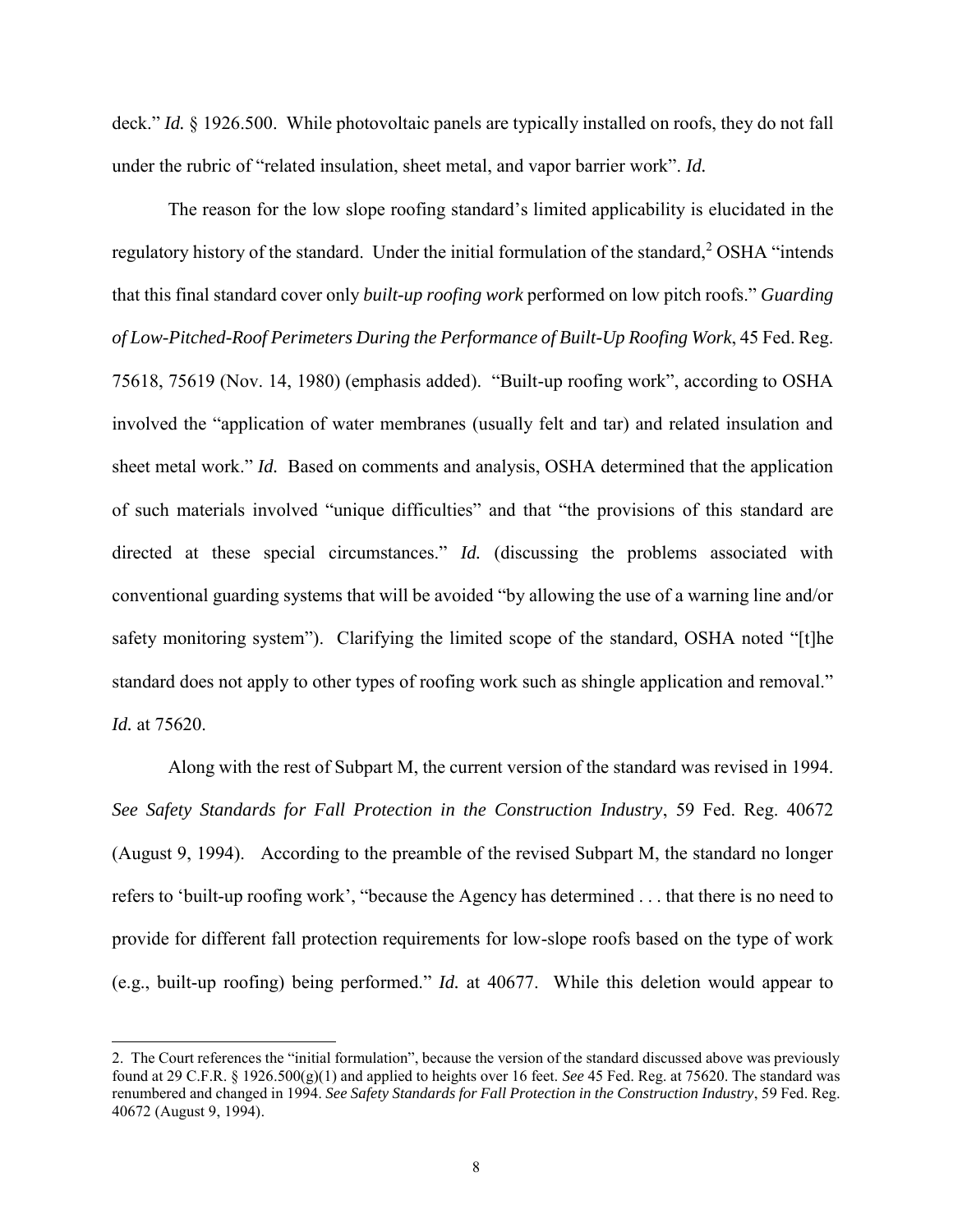deck." *Id.* § 1926.500. While photovoltaic panels are typically installed on roofs, they do not fall under the rubric of "related insulation, sheet metal, and vapor barrier work". *Id.*

The reason for the low slope roofing standard's limited applicability is elucidated in the regulatory history of the standard. Under the initial formulation of the standard,[2] OSHA "intends that this final standard cover only *built-up roofing work* performed on low pitch roofs." *Guarding of Low-Pitched-Roof Perimeters During the Performance of Built-Up Roofing Work*, 45 Fed. Reg. 75618, 75619 (Nov. 14, 1980) (emphasis added). "Built-up roofing work", according to OSHA involved the "application of water membranes (usually felt and tar) and related insulation and sheet metal work." *Id.* Based on comments and analysis, OSHA determined that the application of such materials involved "unique difficulties" and that "the provisions of this standard are directed at these special circumstances." *Id.* (discussing the problems associated with conventional guarding systems that will be avoided "by allowing the use of a warning line and/or safety monitoring system"). Clarifying the limited scope of the standard, OSHA noted "[t]he standard does not apply to other types of roofing work such as shingle application and removal." *Id.* at 75620.

Along with the rest of Subpart M, the current version of the standard was revised in 1994. *See Safety Standards for Fall Protection in the Construction Industry*, 59 Fed. Reg. 40672 (August 9, 1994). According to the preamble of the revised Subpart M, the standard no longer refers to 'built-up roofing work', "because the Agency has determined . . . that there is no need to provide for different fall protection requirements for low-slope roofs based on the type of work (e.g., built-up roofing) being performed." *Id.* at 40677. While this deletion would appear to

---

2. The Court references the "initial formulation", because the version of the standard discussed above was previously found at 29 C.F.R. § 1926.500(g)(1) and applied to heights over 16 feet. *See* 45 Fed. Reg. at 75620. The standard was renumbered and changed in 1994. *See Safety Standards for Fall Protection in the Construction Industry*, 59 Fed. Reg. 40672 (August 9, 1994).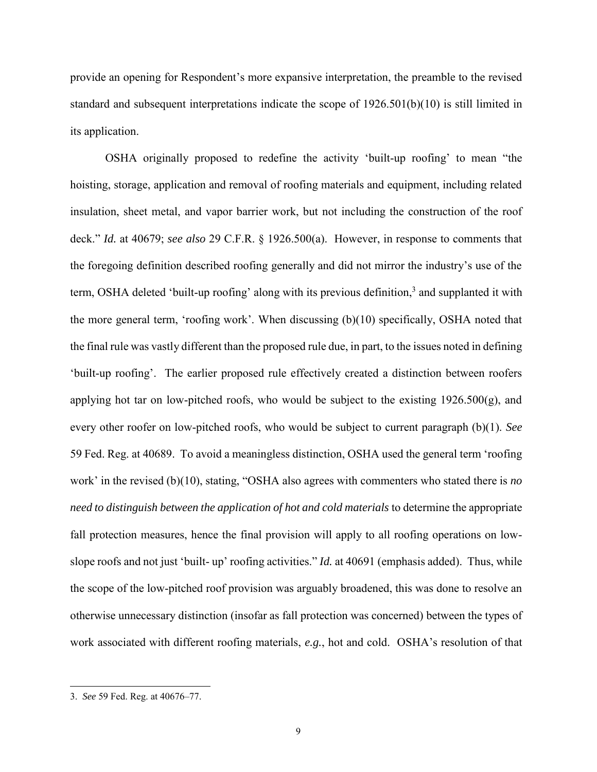provide an opening for Respondent's more expansive interpretation, the preamble to the revised standard and subsequent interpretations indicate the scope of 1926.501(b)(10) is still limited in its application.

OSHA originally proposed to redefine the activity 'built-up roofing' to mean "the hoisting, storage, application and removal of roofing materials and equipment, including related insulation, sheet metal, and vapor barrier work, but not including the construction of the roof deck." *Id.* at 40679; *see also* 29 C.F.R. § 1926.500(a). However, in response to comments that the foregoing definition described roofing generally and did not mirror the industry's use of the term, OSHA deleted 'built-up roofing' along with its previous definition,[3] and supplanted it with the more general term, 'roofing work'. When discussing (b)(10) specifically, OSHA noted that the final rule was vastly different than the proposed rule due, in part, to the issues noted in defining 'built-up roofing'. The earlier proposed rule effectively created a distinction between roofers applying hot tar on low-pitched roofs, who would be subject to the existing 1926.500(g), and every other roofer on low-pitched roofs, who would be subject to current paragraph (b)(1). *See* 59 Fed. Reg. at 40689. To avoid a meaningless distinction, OSHA used the general term 'roofing work' in the revised (b)(10), stating, "OSHA also agrees with commenters who stated there is *no need to distinguish between the application of hot and cold materials* to determine the appropriate fall protection measures, hence the final provision will apply to all roofing operations on low-slope roofs and not just 'built- up' roofing activities." *Id.* at 40691 (emphasis added). Thus, while the scope of the low-pitched roof provision was arguably broadened, this was done to resolve an otherwise unnecessary distinction (insofar as fall protection was concerned) between the types of work associated with different roofing materials, *e.g.*, hot and cold. OSHA's resolution of that

---

3. *See* 59 Fed. Reg. at 40676–77.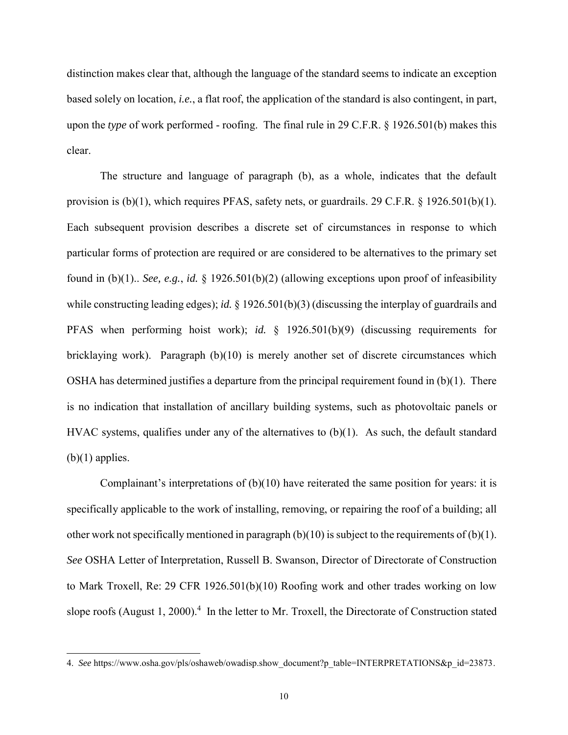distinction makes clear that, although the language of the standard seems to indicate an exception based solely on location, *i.e.*, a flat roof, the application of the standard is also contingent, in part, upon the *type* of work performed - roofing. The final rule in 29 C.F.R. § 1926.501(b) makes this clear.

The structure and language of paragraph (b), as a whole, indicates that the default provision is (b)(1), which requires PFAS, safety nets, or guardrails. 29 C.F.R. § 1926.501(b)(1). Each subsequent provision describes a discrete set of circumstances in response to which particular forms of protection are required or are considered to be alternatives to the primary set found in (b)(1).. *See, e.g.*, *id.* § 1926.501(b)(2) (allowing exceptions upon proof of infeasibility while constructing leading edges); *id.* § 1926.501(b)(3) (discussing the interplay of guardrails and PFAS when performing hoist work); *id.* § 1926.501(b)(9) (discussing requirements for bricklaying work). Paragraph (b)(10) is merely another set of discrete circumstances which OSHA has determined justifies a departure from the principal requirement found in (b)(1). There is no indication that installation of ancillary building systems, such as photovoltaic panels or HVAC systems, qualifies under any of the alternatives to (b)(1). As such, the default standard (b)(1) applies.

Complainant's interpretations of (b)(10) have reiterated the same position for years: it is specifically applicable to the work of installing, removing, or repairing the roof of a building; all other work not specifically mentioned in paragraph (b)(10) is subject to the requirements of (b)(1). *See* OSHA Letter of Interpretation, Russell B. Swanson, Director of Directorate of Construction to Mark Troxell, Re: 29 CFR 1926.501(b)(10) Roofing work and other trades working on low slope roofs (August 1, 2000).[4] In the letter to Mr. Troxell, the Directorate of Construction stated

---

4. *See* https://www.osha.gov/pls/oshaweb/owadisp.show_document?p_table=INTERPRETATIONS&p_id=23873.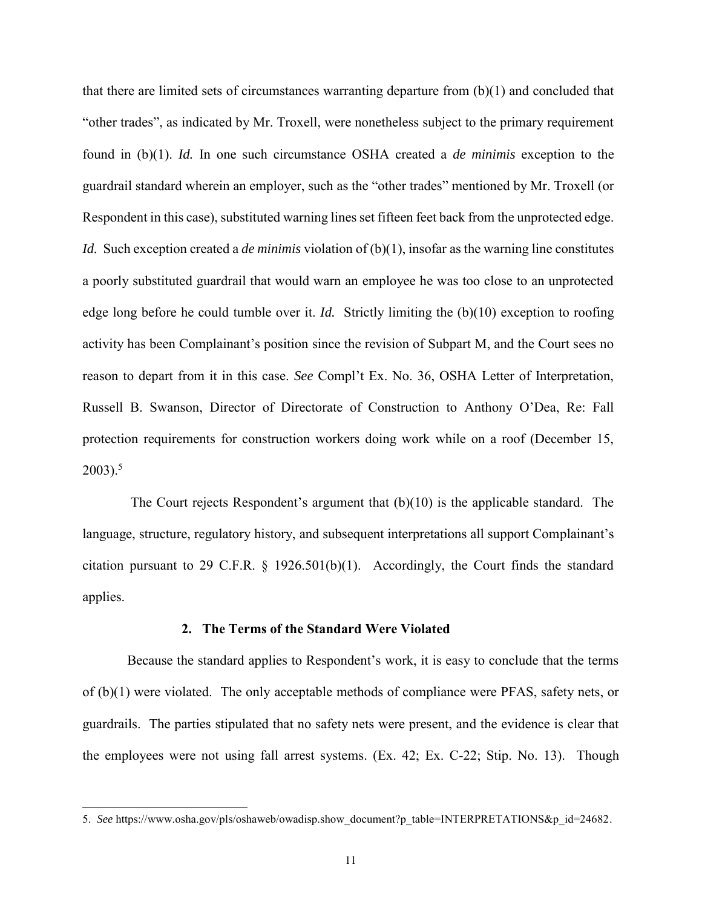that there are limited sets of circumstances warranting departure from (b)(1) and concluded that "other trades", as indicated by Mr. Troxell, were nonetheless subject to the primary requirement found in (b)(1). *Id.* In one such circumstance OSHA created a *de minimis* exception to the guardrail standard wherein an employer, such as the "other trades" mentioned by Mr. Troxell (or Respondent in this case), substituted warning lines set fifteen feet back from the unprotected edge. *Id.* Such exception created a *de minimis* violation of (b)(1), insofar as the warning line constitutes a poorly substituted guardrail that would warn an employee he was too close to an unprotected edge long before he could tumble over it. *Id.* Strictly limiting the (b)(10) exception to roofing activity has been Complainant's position since the revision of Subpart M, and the Court sees no reason to depart from it in this case. *See* Compl't Ex. No. 36, OSHA Letter of Interpretation, Russell B. Swanson, Director of Directorate of Construction to Anthony O'Dea, Re: Fall protection requirements for construction workers doing work while on a roof (December 15, 2003).[5]

The Court rejects Respondent's argument that (b)(10) is the applicable standard. The language, structure, regulatory history, and subsequent interpretations all support Complainant's citation pursuant to 29 C.F.R. § 1926.501(b)(1). Accordingly, the Court finds the standard applies.

### 2. The Terms of the Standard Were Violated

Because the standard applies to Respondent's work, it is easy to conclude that the terms of (b)(1) were violated. The only acceptable methods of compliance were PFAS, safety nets, or guardrails. The parties stipulated that no safety nets were present, and the evidence is clear that the employees were not using fall arrest systems. (Ex. 42; Ex. C-22; Stip. No. 13). Though

---

5. *See* https://www.osha.gov/pls/oshaweb/owadisp.show_document?p_table=INTERPRETATIONS&p_id=24682.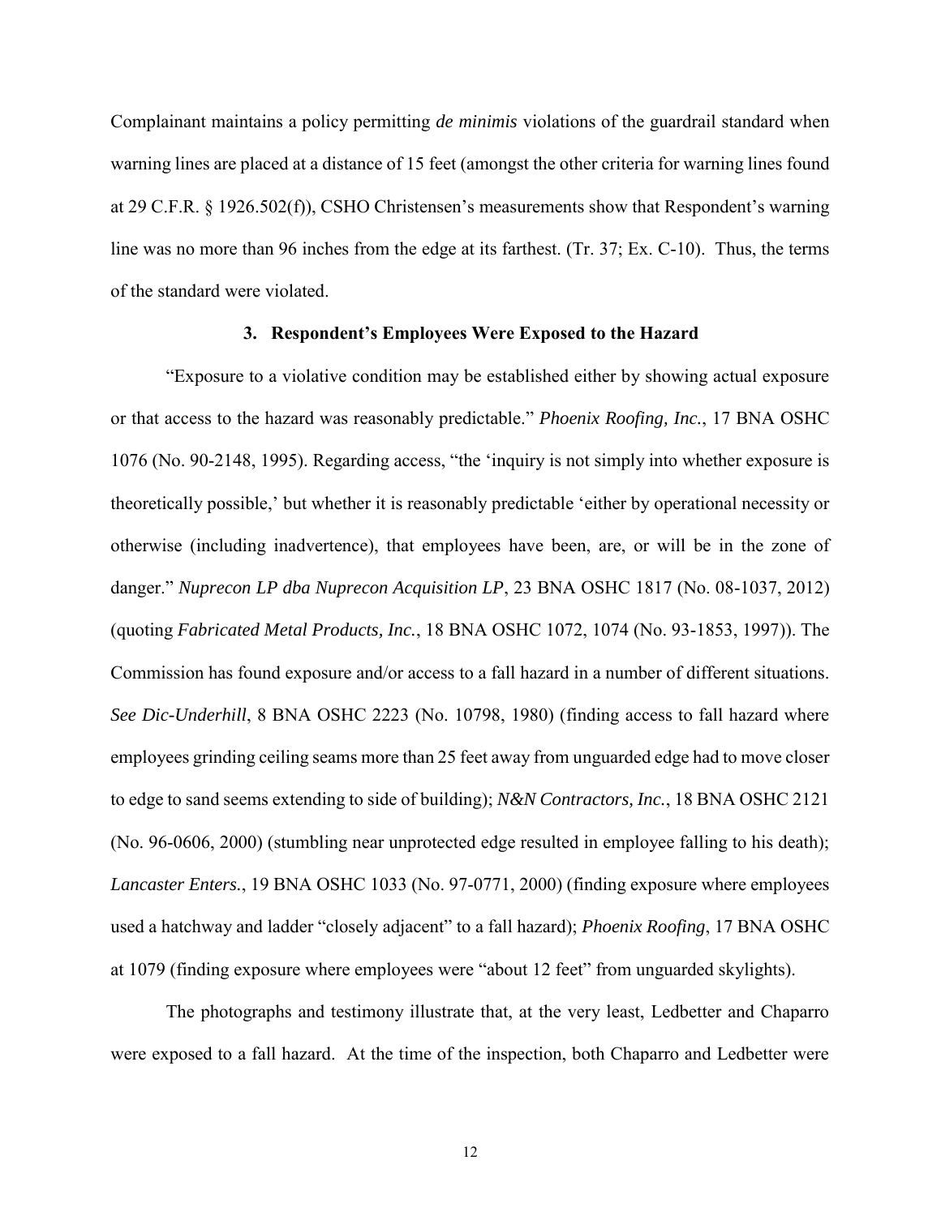Complainant maintains a policy permitting *de minimis* violations of the guardrail standard when warning lines are placed at a distance of 15 feet (amongst the other criteria for warning lines found at 29 C.F.R. § 1926.502(f)), CSHO Christensen's measurements show that Respondent's warning line was no more than 96 inches from the edge at its farthest. (Tr. 37; Ex. C-10). Thus, the terms of the standard were violated.

### 3. Respondent's Employees Were Exposed to the Hazard

"Exposure to a violative condition may be established either by showing actual exposure or that access to the hazard was reasonably predictable." *Phoenix Roofing, Inc.*, 17 BNA OSHC 1076 (No. 90-2148, 1995). Regarding access, "the 'inquiry is not simply into whether exposure is theoretically possible,' but whether it is reasonably predictable 'either by operational necessity or otherwise (including inadvertence), that employees have been, are, or will be in the zone of danger." *Nuprecon LP dba Nuprecon Acquisition LP*, 23 BNA OSHC 1817 (No. 08-1037, 2012) (quoting *Fabricated Metal Products, Inc.*, 18 BNA OSHC 1072, 1074 (No. 93-1853, 1997)). The Commission has found exposure and/or access to a fall hazard in a number of different situations. *See Dic-Underhill*, 8 BNA OSHC 2223 (No. 10798, 1980) (finding access to fall hazard where employees grinding ceiling seams more than 25 feet away from unguarded edge had to move closer to edge to sand seems extending to side of building); *N&N Contractors, Inc.*, 18 BNA OSHC 2121 (No. 96-0606, 2000) (stumbling near unprotected edge resulted in employee falling to his death); *Lancaster Enters.*, 19 BNA OSHC 1033 (No. 97-0771, 2000) (finding exposure where employees used a hatchway and ladder "closely adjacent" to a fall hazard); *Phoenix Roofing*, 17 BNA OSHC at 1079 (finding exposure where employees were "about 12 feet" from unguarded skylights).

The photographs and testimony illustrate that, at the very least, Ledbetter and Chaparro were exposed to a fall hazard. At the time of the inspection, both Chaparro and Ledbetter were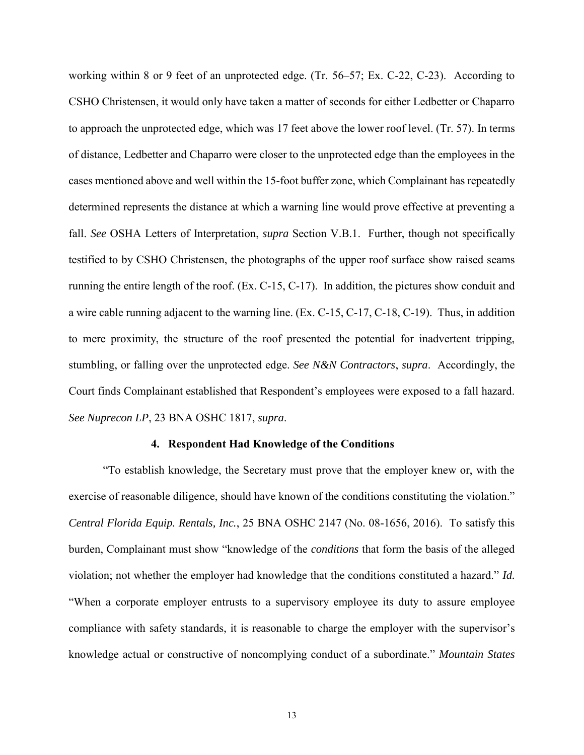working within 8 or 9 feet of an unprotected edge. (Tr. 56–57; Ex. C-22, C-23). According to CSHO Christensen, it would only have taken a matter of seconds for either Ledbetter or Chaparro to approach the unprotected edge, which was 17 feet above the lower roof level. (Tr. 57). In terms of distance, Ledbetter and Chaparro were closer to the unprotected edge than the employees in the cases mentioned above and well within the 15-foot buffer zone, which Complainant has repeatedly determined represents the distance at which a warning line would prove effective at preventing a fall. *See* OSHA Letters of Interpretation, *supra* Section V.B.1. Further, though not specifically testified to by CSHO Christensen, the photographs of the upper roof surface show raised seams running the entire length of the roof. (Ex. C-15, C-17). In addition, the pictures show conduit and a wire cable running adjacent to the warning line. (Ex. C-15, C-17, C-18, C-19). Thus, in addition to mere proximity, the structure of the roof presented the potential for inadvertent tripping, stumbling, or falling over the unprotected edge. *See N&N Contractors*, *supra*. Accordingly, the Court finds Complainant established that Respondent's employees were exposed to a fall hazard. *See Nuprecon LP*, 23 BNA OSHC 1817, *supra*.

#### 4. Respondent Had Knowledge of the Conditions

"To establish knowledge, the Secretary must prove that the employer knew or, with the exercise of reasonable diligence, should have known of the conditions constituting the violation." *Central Florida Equip. Rentals, Inc.*, 25 BNA OSHC 2147 (No. 08-1656, 2016). To satisfy this burden, Complainant must show "knowledge of the *conditions* that form the basis of the alleged violation; not whether the employer had knowledge that the conditions constituted a hazard." *Id.* "When a corporate employer entrusts to a supervisory employee its duty to assure employee compliance with safety standards, it is reasonable to charge the employer with the supervisor's knowledge actual or constructive of noncomplying conduct of a subordinate." *Mountain States*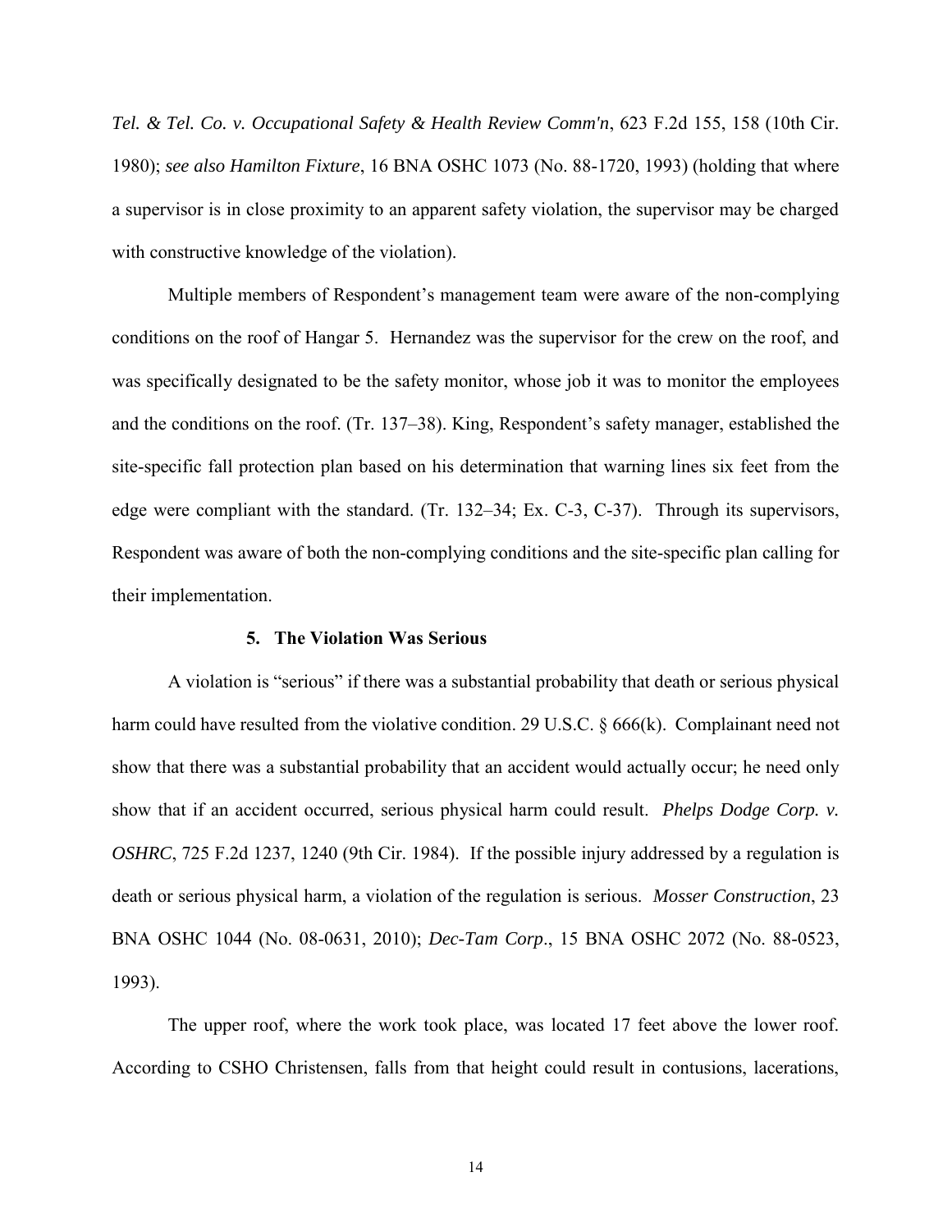*Tel. & Tel. Co. v. Occupational Safety & Health Review Comm'n*, 623 F.2d 155, 158 (10th Cir. 1980); *see also Hamilton Fixture*, 16 BNA OSHC 1073 (No. 88-1720, 1993) (holding that where a supervisor is in close proximity to an apparent safety violation, the supervisor may be charged with constructive knowledge of the violation).

Multiple members of Respondent's management team were aware of the non-complying conditions on the roof of Hangar 5. Hernandez was the supervisor for the crew on the roof, and was specifically designated to be the safety monitor, whose job it was to monitor the employees and the conditions on the roof. (Tr. 137–38). King, Respondent's safety manager, established the site-specific fall protection plan based on his determination that warning lines six feet from the edge were compliant with the standard. (Tr. 132–34; Ex. C-3, C-37). Through its supervisors, Respondent was aware of both the non-complying conditions and the site-specific plan calling for their implementation.

### 5. The Violation Was Serious

A violation is "serious" if there was a substantial probability that death or serious physical harm could have resulted from the violative condition. 29 U.S.C. § 666(k). Complainant need not show that there was a substantial probability that an accident would actually occur; he need only show that if an accident occurred, serious physical harm could result. *Phelps Dodge Corp. v. OSHRC*, 725 F.2d 1237, 1240 (9th Cir. 1984). If the possible injury addressed by a regulation is death or serious physical harm, a violation of the regulation is serious. *Mosser Construction*, 23 BNA OSHC 1044 (No. 08-0631, 2010); *Dec-Tam Corp*., 15 BNA OSHC 2072 (No. 88-0523, 1993).

The upper roof, where the work took place, was located 17 feet above the lower roof. According to CSHO Christensen, falls from that height could result in contusions, lacerations,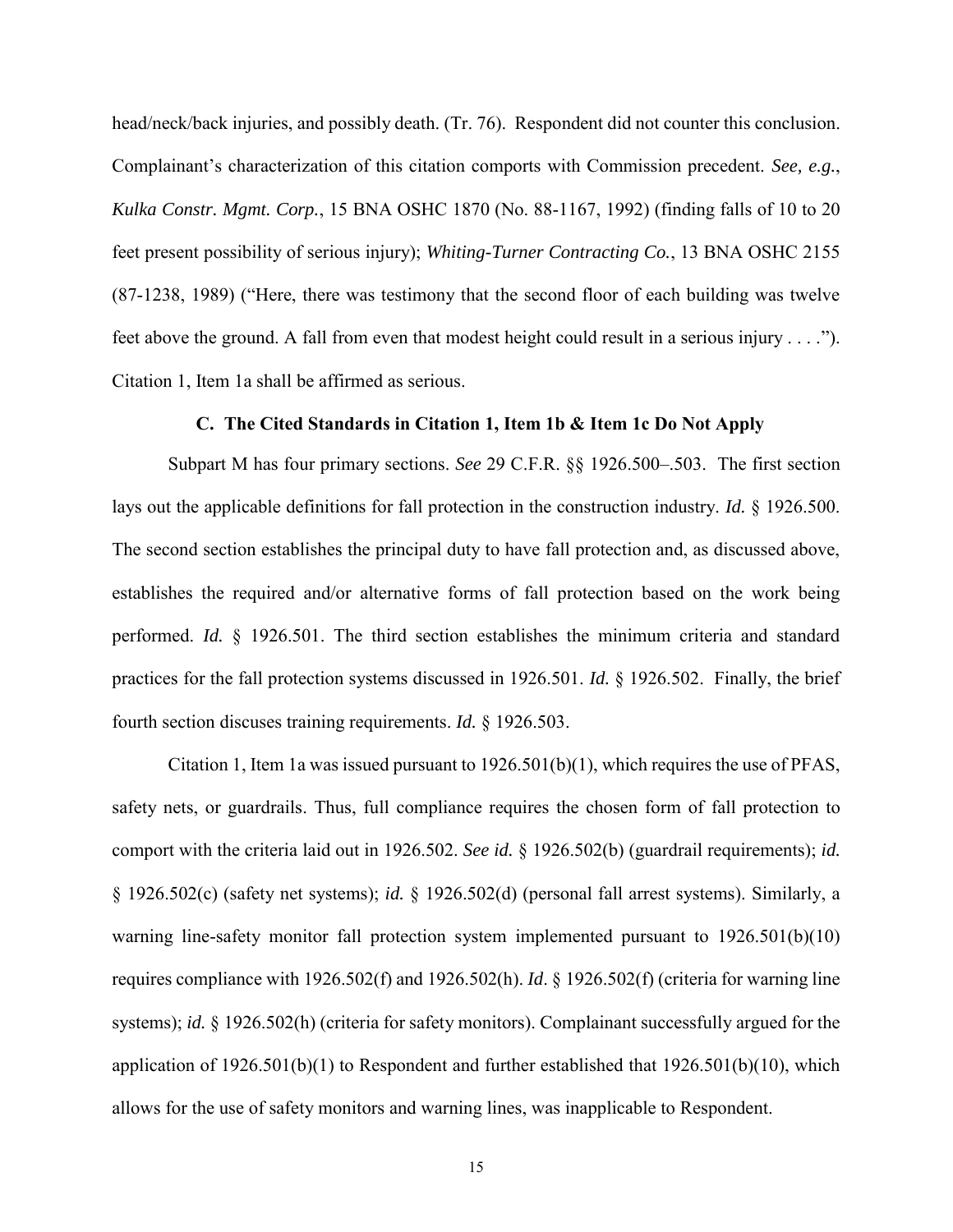head/neck/back injuries, and possibly death. (Tr. 76). Respondent did not counter this conclusion. Complainant's characterization of this citation comports with Commission precedent. *See, e.g.*, *Kulka Constr. Mgmt. Corp.*, 15 BNA OSHC 1870 (No. 88-1167, 1992) (finding falls of 10 to 20 feet present possibility of serious injury); *Whiting-Turner Contracting Co.*, 13 BNA OSHC 2155 (87-1238, 1989) ("Here, there was testimony that the second floor of each building was twelve feet above the ground. A fall from even that modest height could result in a serious injury . . . ."). Citation 1, Item 1a shall be affirmed as serious.

### C. The Cited Standards in Citation 1, Item 1b & Item 1c Do Not Apply

Subpart M has four primary sections. *See* 29 C.F.R. §§ 1926.500–.503. The first section lays out the applicable definitions for fall protection in the construction industry. *Id.* § 1926.500. The second section establishes the principal duty to have fall protection and, as discussed above, establishes the required and/or alternative forms of fall protection based on the work being performed. *Id.* § 1926.501. The third section establishes the minimum criteria and standard practices for the fall protection systems discussed in 1926.501. *Id.* § 1926.502. Finally, the brief fourth section discuses training requirements. *Id.* § 1926.503.

Citation 1, Item 1a was issued pursuant to 1926.501(b)(1), which requires the use of PFAS, safety nets, or guardrails. Thus, full compliance requires the chosen form of fall protection to comport with the criteria laid out in 1926.502. *See id.* § 1926.502(b) (guardrail requirements); *id.* § 1926.502(c) (safety net systems); *id.* § 1926.502(d) (personal fall arrest systems). Similarly, a warning line-safety monitor fall protection system implemented pursuant to 1926.501(b)(10) requires compliance with 1926.502(f) and 1926.502(h). *Id*. § 1926.502(f) (criteria for warning line systems); *id.* § 1926.502(h) (criteria for safety monitors). Complainant successfully argued for the application of 1926.501(b)(1) to Respondent and further established that 1926.501(b)(10), which allows for the use of safety monitors and warning lines, was inapplicable to Respondent.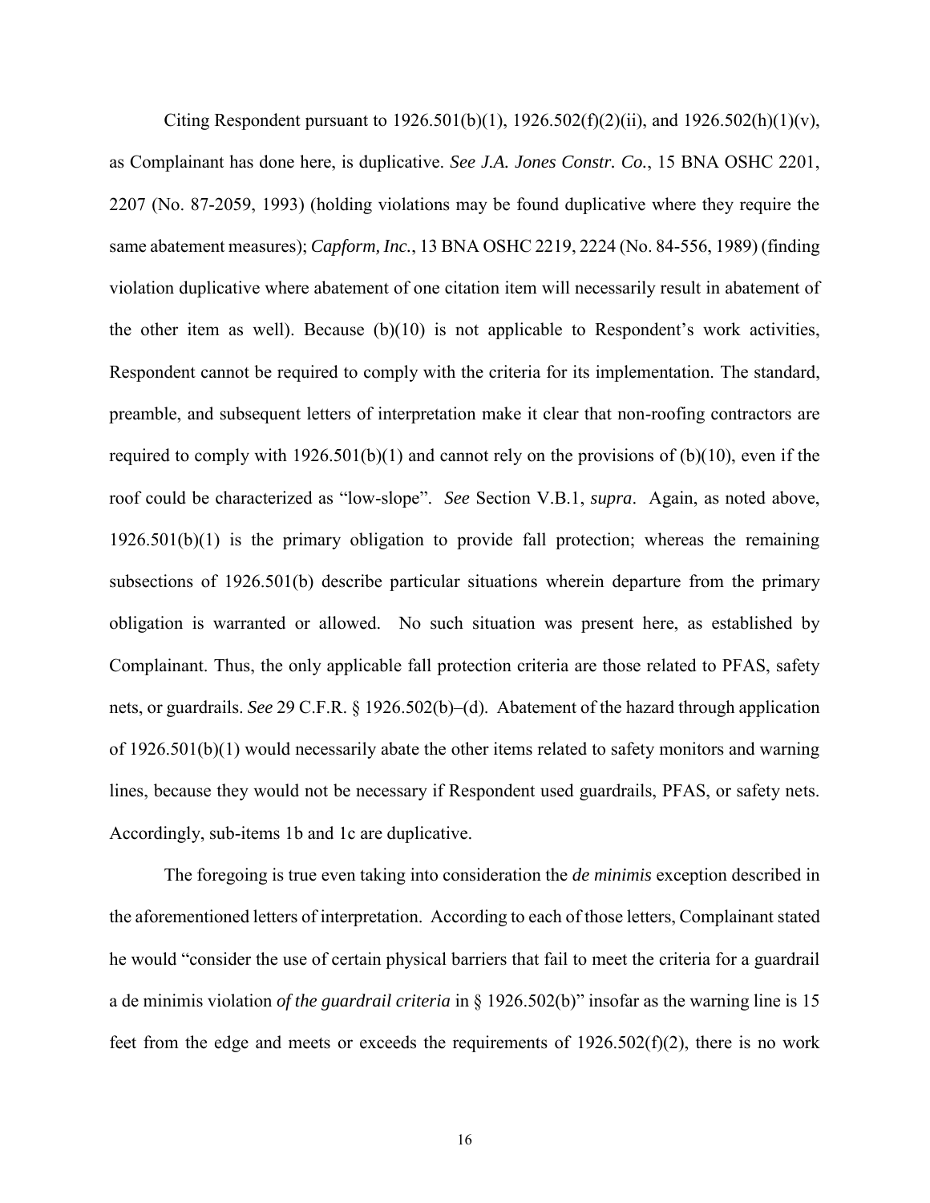Citing Respondent pursuant to 1926.501(b)(1), 1926.502(f)(2)(ii), and 1926.502(h)(1)(v), as Complainant has done here, is duplicative. *See J.A. Jones Constr. Co.*, 15 BNA OSHC 2201, 2207 (No. 87-2059, 1993) (holding violations may be found duplicative where they require the same abatement measures); *Capform, Inc.*, 13 BNA OSHC 2219, 2224 (No. 84-556, 1989) (finding violation duplicative where abatement of one citation item will necessarily result in abatement of the other item as well). Because (b)(10) is not applicable to Respondent's work activities, Respondent cannot be required to comply with the criteria for its implementation. The standard, preamble, and subsequent letters of interpretation make it clear that non-roofing contractors are required to comply with 1926.501(b)(1) and cannot rely on the provisions of (b)(10), even if the roof could be characterized as "low-slope". *See* Section V.B.1, *supra*. Again, as noted above, 1926.501(b)(1) is the primary obligation to provide fall protection; whereas the remaining subsections of 1926.501(b) describe particular situations wherein departure from the primary obligation is warranted or allowed. No such situation was present here, as established by Complainant. Thus, the only applicable fall protection criteria are those related to PFAS, safety nets, or guardrails. *See* 29 C.F.R. § 1926.502(b)–(d). Abatement of the hazard through application of 1926.501(b)(1) would necessarily abate the other items related to safety monitors and warning lines, because they would not be necessary if Respondent used guardrails, PFAS, or safety nets. Accordingly, sub-items 1b and 1c are duplicative.

The foregoing is true even taking into consideration the *de minimis* exception described in the aforementioned letters of interpretation. According to each of those letters, Complainant stated he would "consider the use of certain physical barriers that fail to meet the criteria for a guardrail a de minimis violation *of the guardrail criteria* in § 1926.502(b)" insofar as the warning line is 15 feet from the edge and meets or exceeds the requirements of 1926.502(f)(2), there is no work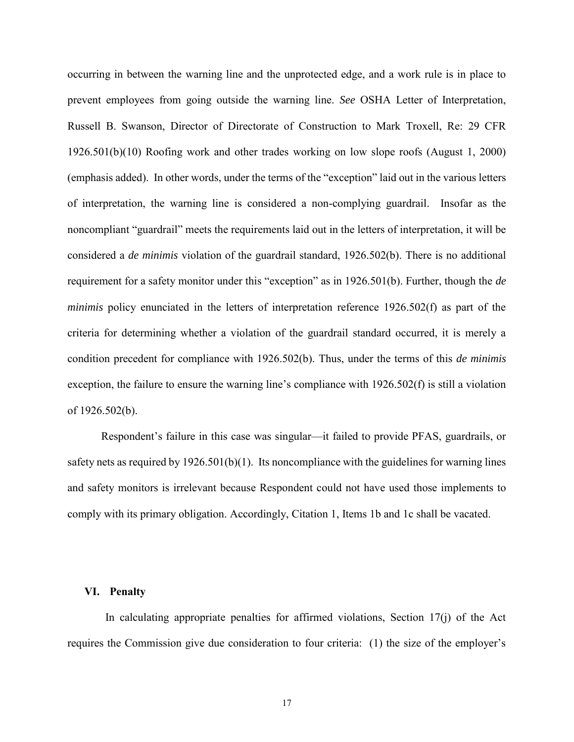occurring in between the warning line and the unprotected edge, and a work rule is in place to prevent employees from going outside the warning line. *See* OSHA Letter of Interpretation, Russell B. Swanson, Director of Directorate of Construction to Mark Troxell, Re: 29 CFR 1926.501(b)(10) Roofing work and other trades working on low slope roofs (August 1, 2000) (emphasis added). In other words, under the terms of the "exception" laid out in the various letters of interpretation, the warning line is considered a non-complying guardrail. Insofar as the noncompliant "guardrail" meets the requirements laid out in the letters of interpretation, it will be considered a *de minimis* violation of the guardrail standard, 1926.502(b). There is no additional requirement for a safety monitor under this "exception" as in 1926.501(b). Further, though the *de minimis* policy enunciated in the letters of interpretation reference 1926.502(f) as part of the criteria for determining whether a violation of the guardrail standard occurred, it is merely a condition precedent for compliance with 1926.502(b). Thus, under the terms of this *de minimis* exception, the failure to ensure the warning line's compliance with 1926.502(f) is still a violation of 1926.502(b).

Respondent's failure in this case was singular—it failed to provide PFAS, guardrails, or safety nets as required by 1926.501(b)(1). Its noncompliance with the guidelines for warning lines and safety monitors is irrelevant because Respondent could not have used those implements to comply with its primary obligation. Accordingly, Citation 1, Items 1b and 1c shall be vacated.

## VI. Penalty

In calculating appropriate penalties for affirmed violations, Section 17(j) of the Act requires the Commission give due consideration to four criteria: (1) the size of the employer's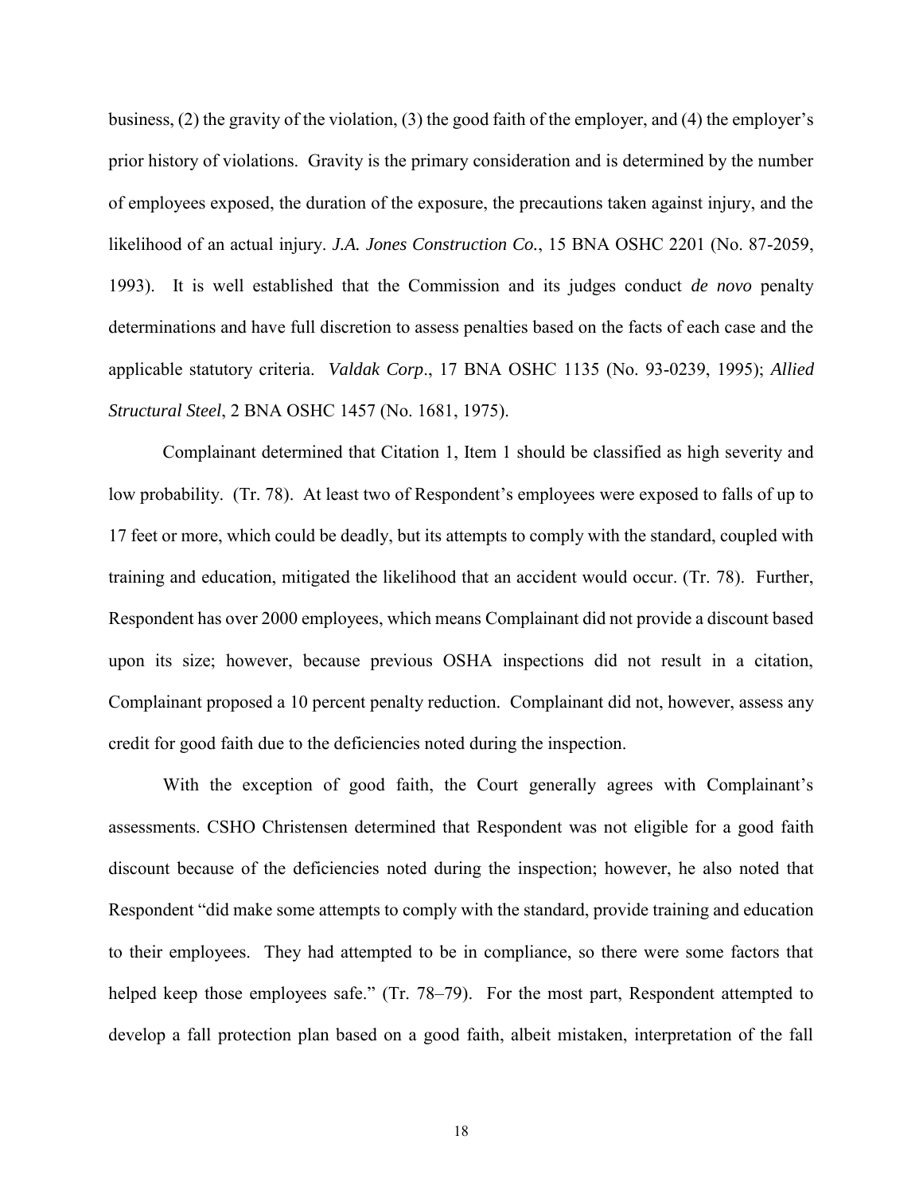business, (2) the gravity of the violation, (3) the good faith of the employer, and (4) the employer's prior history of violations. Gravity is the primary consideration and is determined by the number of employees exposed, the duration of the exposure, the precautions taken against injury, and the likelihood of an actual injury. *J.A. Jones Construction Co.*, 15 BNA OSHC 2201 (No. 87-2059, 1993). It is well established that the Commission and its judges conduct *de novo* penalty determinations and have full discretion to assess penalties based on the facts of each case and the applicable statutory criteria. *Valdak Corp*., 17 BNA OSHC 1135 (No. 93-0239, 1995); *Allied Structural Steel*, 2 BNA OSHC 1457 (No. 1681, 1975).

Complainant determined that Citation 1, Item 1 should be classified as high severity and low probability. (Tr. 78). At least two of Respondent's employees were exposed to falls of up to 17 feet or more, which could be deadly, but its attempts to comply with the standard, coupled with training and education, mitigated the likelihood that an accident would occur. (Tr. 78). Further, Respondent has over 2000 employees, which means Complainant did not provide a discount based upon its size; however, because previous OSHA inspections did not result in a citation, Complainant proposed a 10 percent penalty reduction. Complainant did not, however, assess any credit for good faith due to the deficiencies noted during the inspection.

With the exception of good faith, the Court generally agrees with Complainant's assessments. CSHO Christensen determined that Respondent was not eligible for a good faith discount because of the deficiencies noted during the inspection; however, he also noted that Respondent "did make some attempts to comply with the standard, provide training and education to their employees. They had attempted to be in compliance, so there were some factors that helped keep those employees safe." (Tr. 78–79). For the most part, Respondent attempted to develop a fall protection plan based on a good faith, albeit mistaken, interpretation of the fall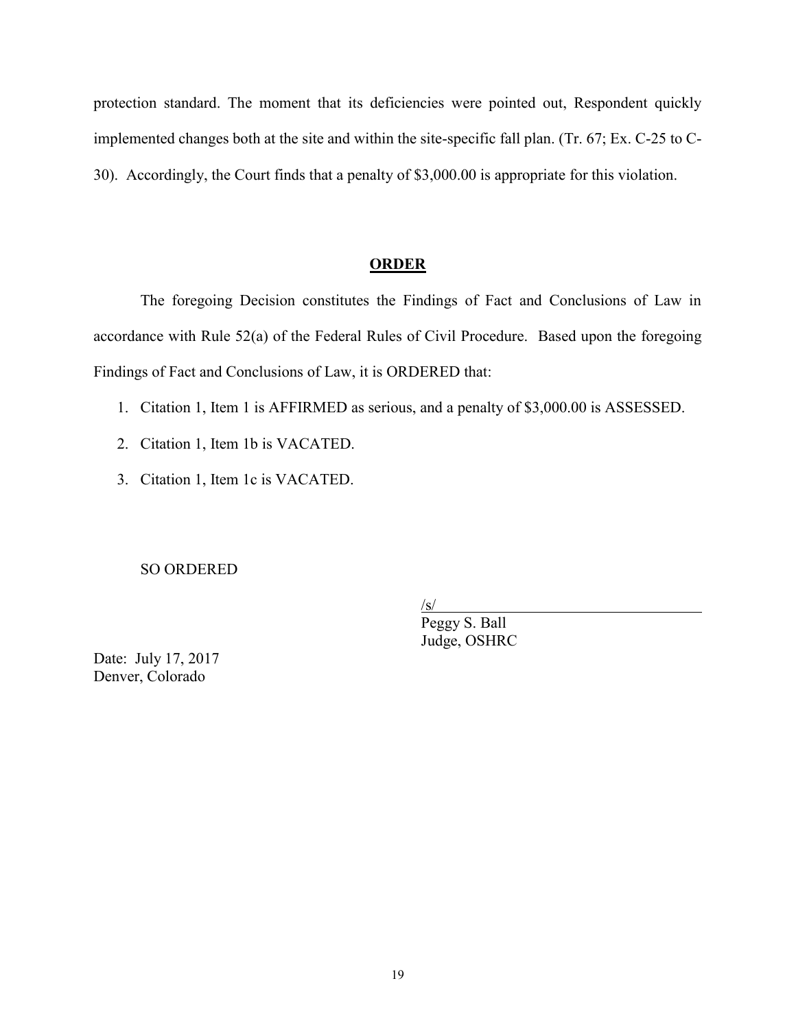protection standard. The moment that its deficiencies were pointed out, Respondent quickly implemented changes both at the site and within the site-specific fall plan. (Tr. 67; Ex. C-25 to C-30). Accordingly, the Court finds that a penalty of $3,000.00 is appropriate for this violation.

## ORDER

The foregoing Decision constitutes the Findings of Fact and Conclusions of Law in accordance with Rule 52(a) of the Federal Rules of Civil Procedure. Based upon the foregoing Findings of Fact and Conclusions of Law, it is ORDERED that:

1. Citation 1, Item 1 is AFFIRMED as serious, and a penalty of $3,000.00 is ASSESSED.
2. Citation 1, Item 1b is VACATED.
3. Citation 1, Item 1c is VACATED.

SO ORDERED

/s/
Peggy S. Ball
Judge, OSHRC

Date: July 17, 2017
Denver, Colorado